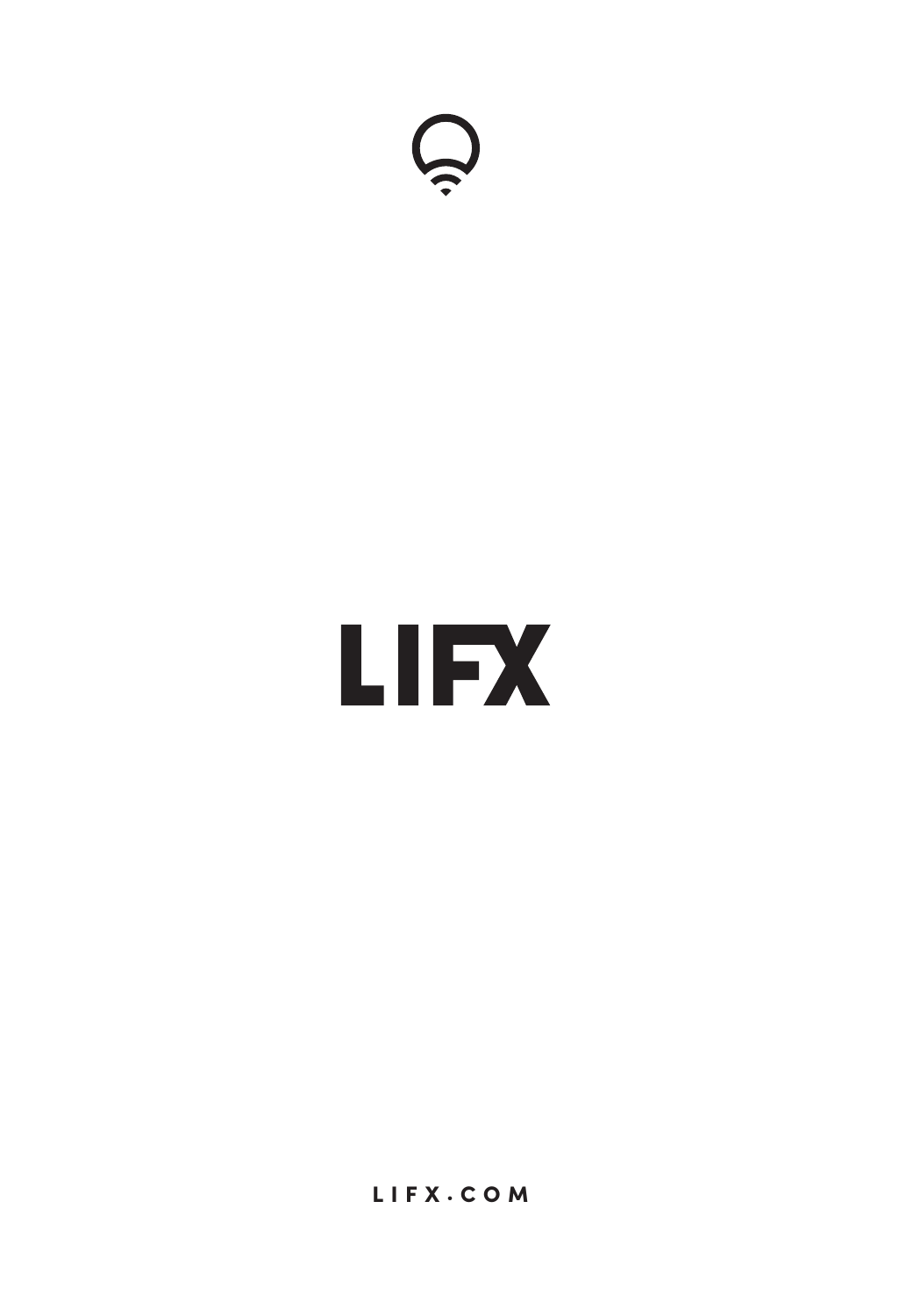# LIFX

LIFX·COM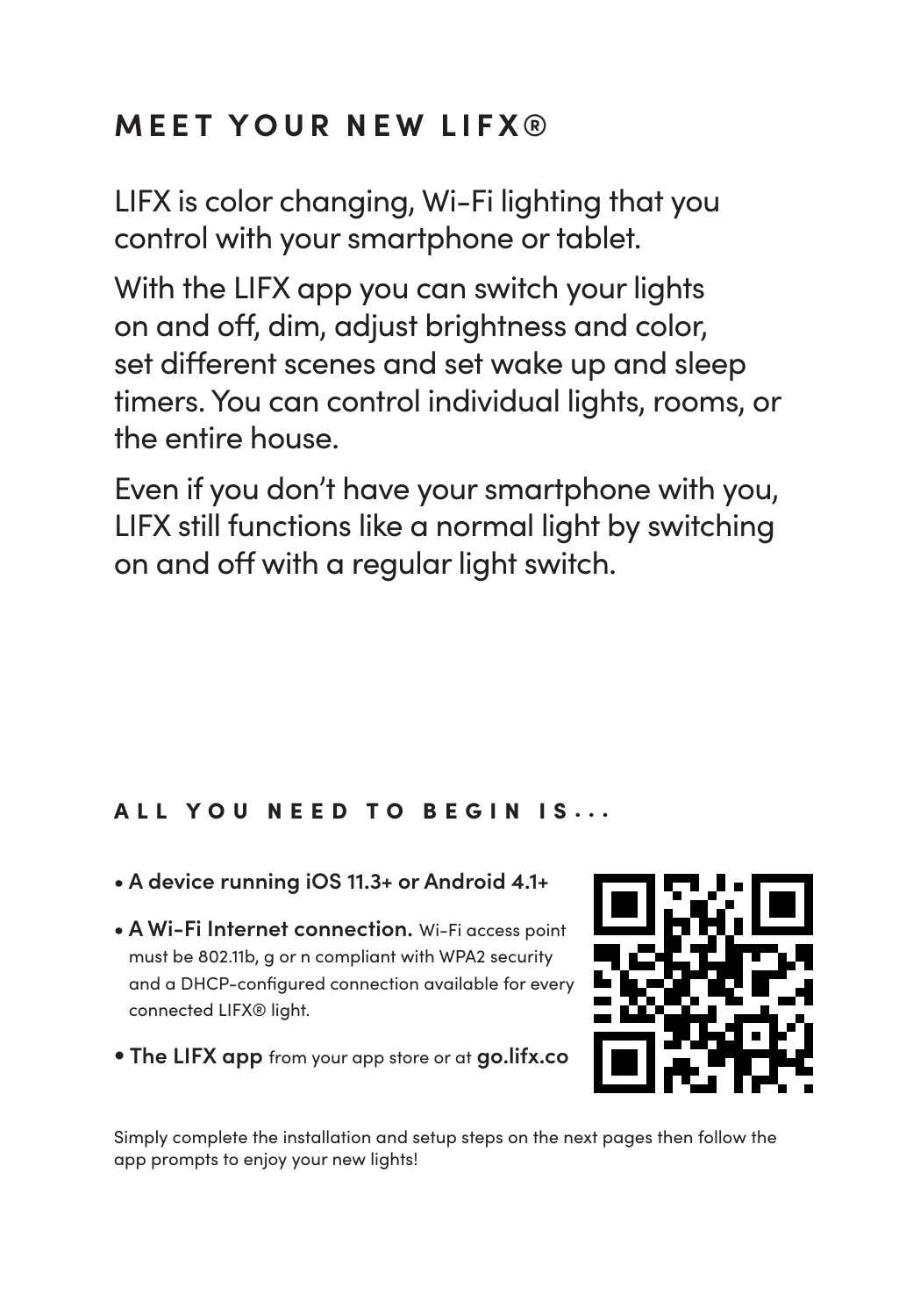## MEET YOUR NEW LIFX®

LIFX is color changing, Wi-Fi lighting that you control with your smartphone or tablet.

With the LIFX app you can switch your lights on and off, dim, adjust brightness and color, set different scenes and set wake up and sleep timers. You can control individual lights, rooms, or the entire house.

Even if you don't have your smartphone with you, LIFX still functions like a normal light by switching on and off with a regular light switch.

### ALL YOU NEED TO BEGIN IS...

- **A device running iOS 11.3+ or Android 4.1+**
- **A Wi-Fi Internet connection.** Wi-Fi access point must be 802.11b, g or n compliant with WPA2 security and a DHCP-configured connection available for every connected LIFX® light.
- **The LIFX app** from your app store or at **go.lifx.co**

Simply complete the installation and setup steps on the next pages then follow the app prompts to enjoy your new lights!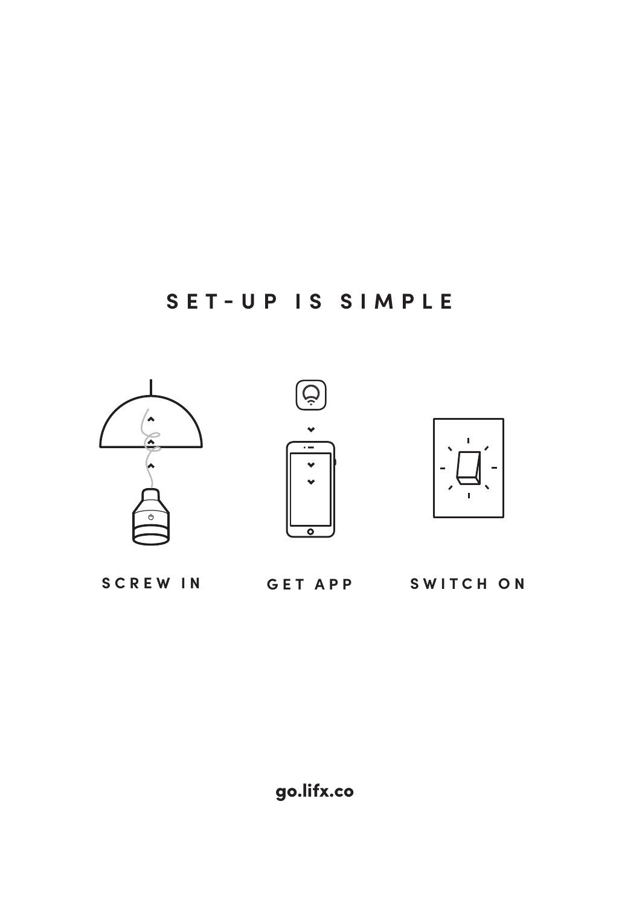# SET-UP IS SIMPLE

SCREW IN

GET APP

SWITCH ON

go.lifx.co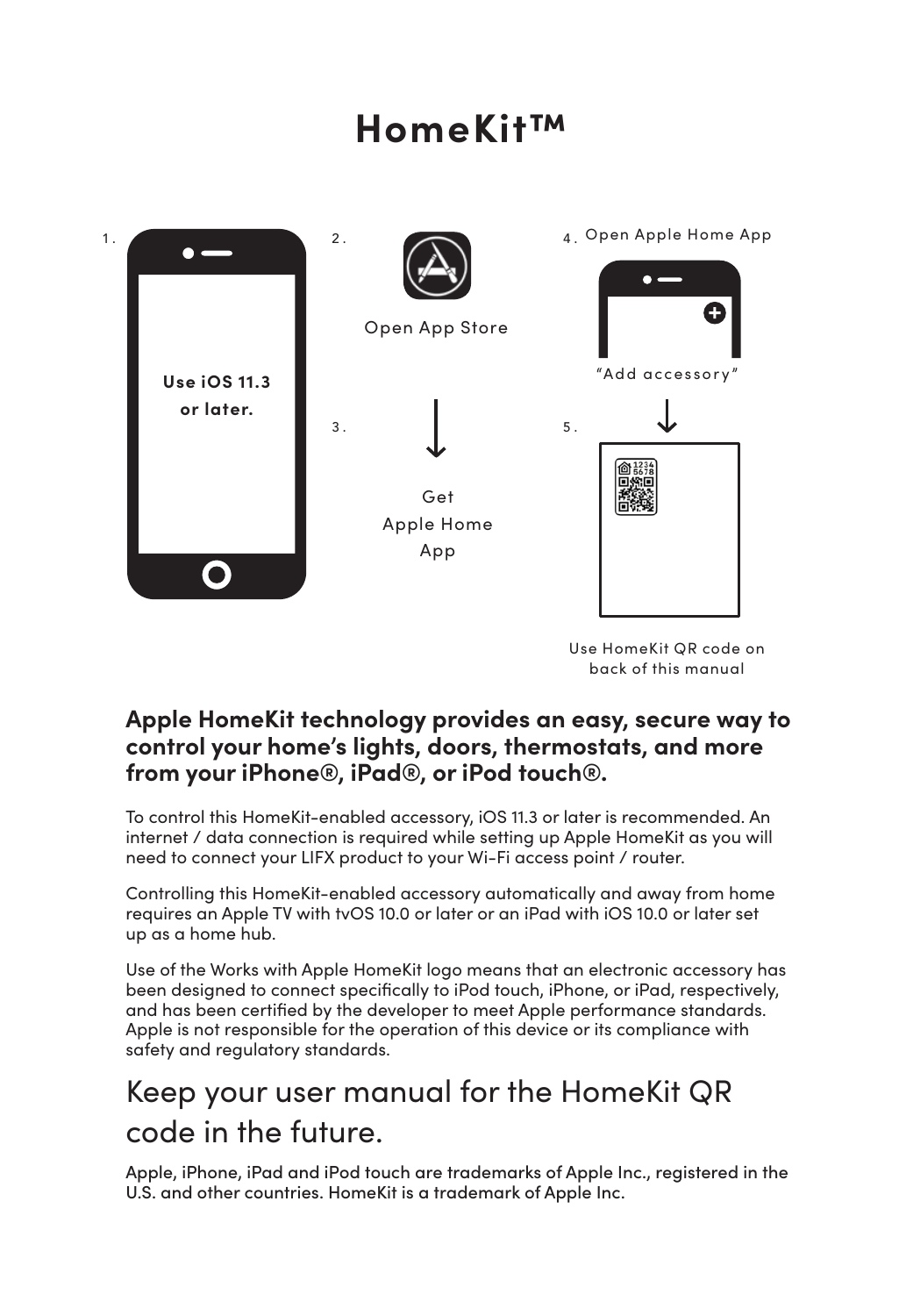# HomeKit™

1. Use iOS 11.3 or later.

2. Open App Store

3. Get Apple Home App

4. Open Apple Home App

"Add accessory"

5. Use HomeKit QR code on back of this manual

**Apple HomeKit technology provides an easy, secure way to control your home's lights, doors, thermostats, and more from your iPhone®, iPad®, or iPod touch®.**

To control this HomeKit-enabled accessory, iOS 11.3 or later is recommended. An internet / data connection is required while setting up Apple HomeKit as you will need to connect your LIFX product to your Wi-Fi access point / router.

Controlling this HomeKit-enabled accessory automatically and away from home requires an Apple TV with tvOS 10.0 or later or an iPad with iOS 10.0 or later set up as a home hub.

Use of the Works with Apple HomeKit logo means that an electronic accessory has been designed to connect specifically to iPod touch, iPhone, or iPad, respectively, and has been certified by the developer to meet Apple performance standards. Apple is not responsible for the operation of this device or its compliance with safety and regulatory standards.

## Keep your user manual for the HomeKit QR code in the future.

Apple, iPhone, iPad and iPod touch are trademarks of Apple Inc., registered in the U.S. and other countries. HomeKit is a trademark of Apple Inc.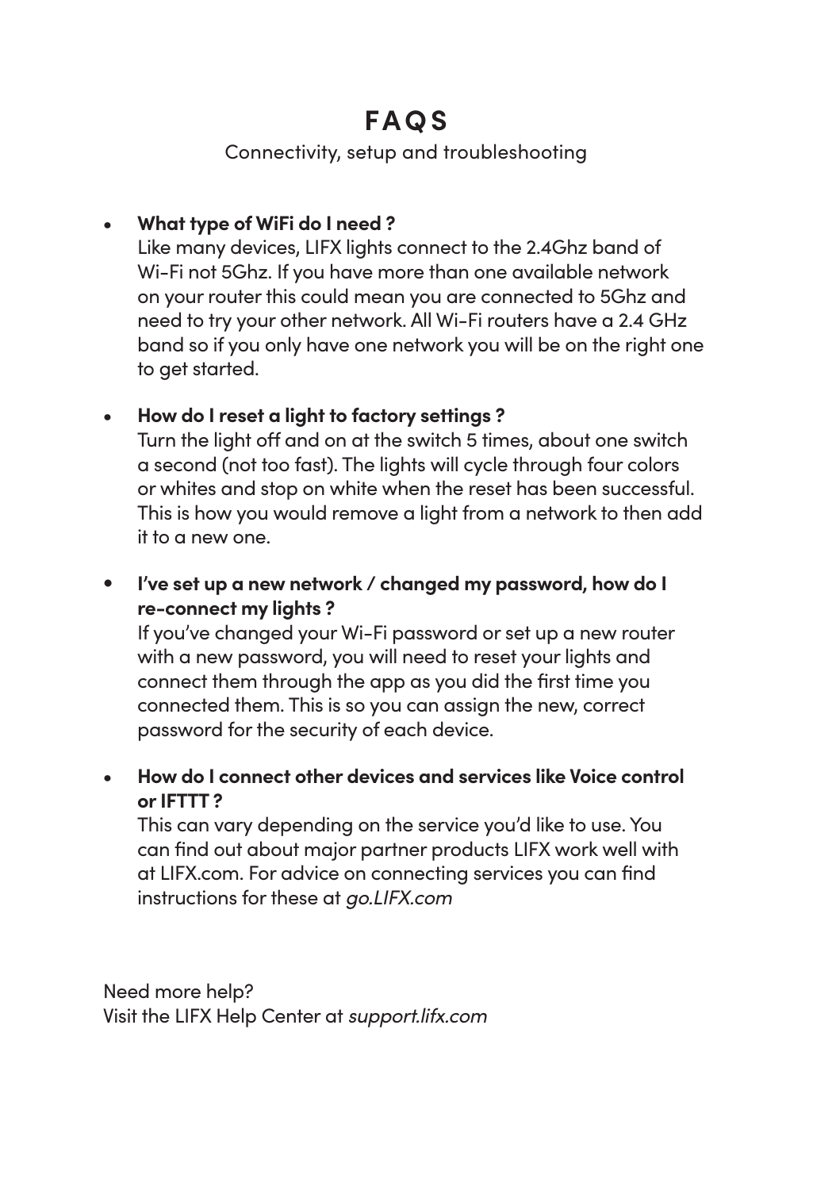# FAQS

Connectivity, setup and troubleshooting

- **What type of WiFi do I need ?**
  Like many devices, LIFX lights connect to the 2.4Ghz band of Wi-Fi not 5Ghz. If you have more than one available network on your router this could mean you are connected to 5Ghz and need to try your other network. All Wi-Fi routers have a 2.4 GHz band so if you only have one network you will be on the right one to get started.

- **How do I reset a light to factory settings ?**
  Turn the light off and on at the switch 5 times, about one switch a second (not too fast). The lights will cycle through four colors or whites and stop on white when the reset has been successful. This is how you would remove a light from a network to then add it to a new one.

- **I've set up a new network / changed my password, how do I re-connect my lights ?**
  If you've changed your Wi-Fi password or set up a new router with a new password, you will need to reset your lights and connect them through the app as you did the first time you connected them. This is so you can assign the new, correct password for the security of each device.

- **How do I connect other devices and services like Voice control or IFTTT ?**
  This can vary depending on the service you'd like to use. You can find out about major partner products LIFX work well with at LIFX.com. For advice on connecting services you can find instructions for these at *go.LIFX.com*

Need more help?
Visit the LIFX Help Center at *support.lifx.com*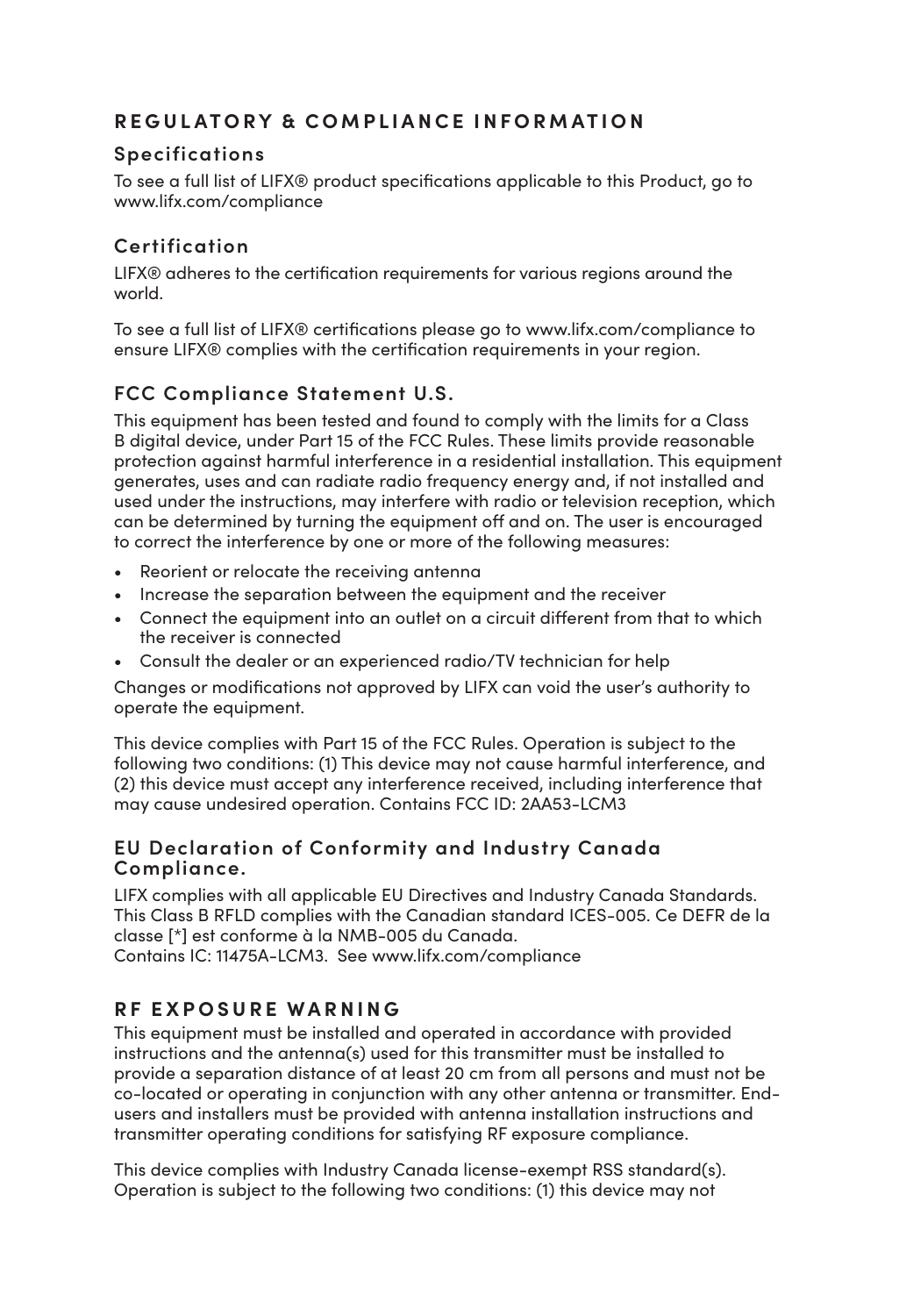## REGULATORY & COMPLIANCE INFORMATION

### Specifications

To see a full list of LIFX® product specifications applicable to this Product, go to www.lifx.com/compliance

### Certification

LIFX® adheres to the certification requirements for various regions around the world.

To see a full list of LIFX® certifications please go to www.lifx.com/compliance to ensure LIFX® complies with the certification requirements in your region.

### FCC Compliance Statement U.S.

This equipment has been tested and found to comply with the limits for a Class B digital device, under Part 15 of the FCC Rules. These limits provide reasonable protection against harmful interference in a residential installation. This equipment generates, uses and can radiate radio frequency energy and, if not installed and used under the instructions, may interfere with radio or television reception, which can be determined by turning the equipment off and on. The user is encouraged to correct the interference by one or more of the following measures:

- Reorient or relocate the receiving antenna
- Increase the separation between the equipment and the receiver
- Connect the equipment into an outlet on a circuit different from that to which the receiver is connected
- Consult the dealer or an experienced radio/TV technician for help

Changes or modifications not approved by LIFX can void the user's authority to operate the equipment.

This device complies with Part 15 of the FCC Rules. Operation is subject to the following two conditions: (1) This device may not cause harmful interference, and (2) this device must accept any interference received, including interference that may cause undesired operation. Contains FCC ID: 2AA53-LCM3

### EU Declaration of Conformity and Industry Canada Compliance.

LIFX complies with all applicable EU Directives and Industry Canada Standards. This Class B RFLD complies with the Canadian standard ICES-005. Ce DEFR de la classe [*] est conforme à la NMB-005 du Canada.
Contains IC: 11475A-LCM3. See www.lifx.com/compliance

## RF EXPOSURE WARNING

This equipment must be installed and operated in accordance with provided instructions and the antenna(s) used for this transmitter must be installed to provide a separation distance of at least 20 cm from all persons and must not be co-located or operating in conjunction with any other antenna or transmitter. End-users and installers must be provided with antenna installation instructions and transmitter operating conditions for satisfying RF exposure compliance.

This device complies with Industry Canada license-exempt RSS standard(s). Operation is subject to the following two conditions: (1) this device may not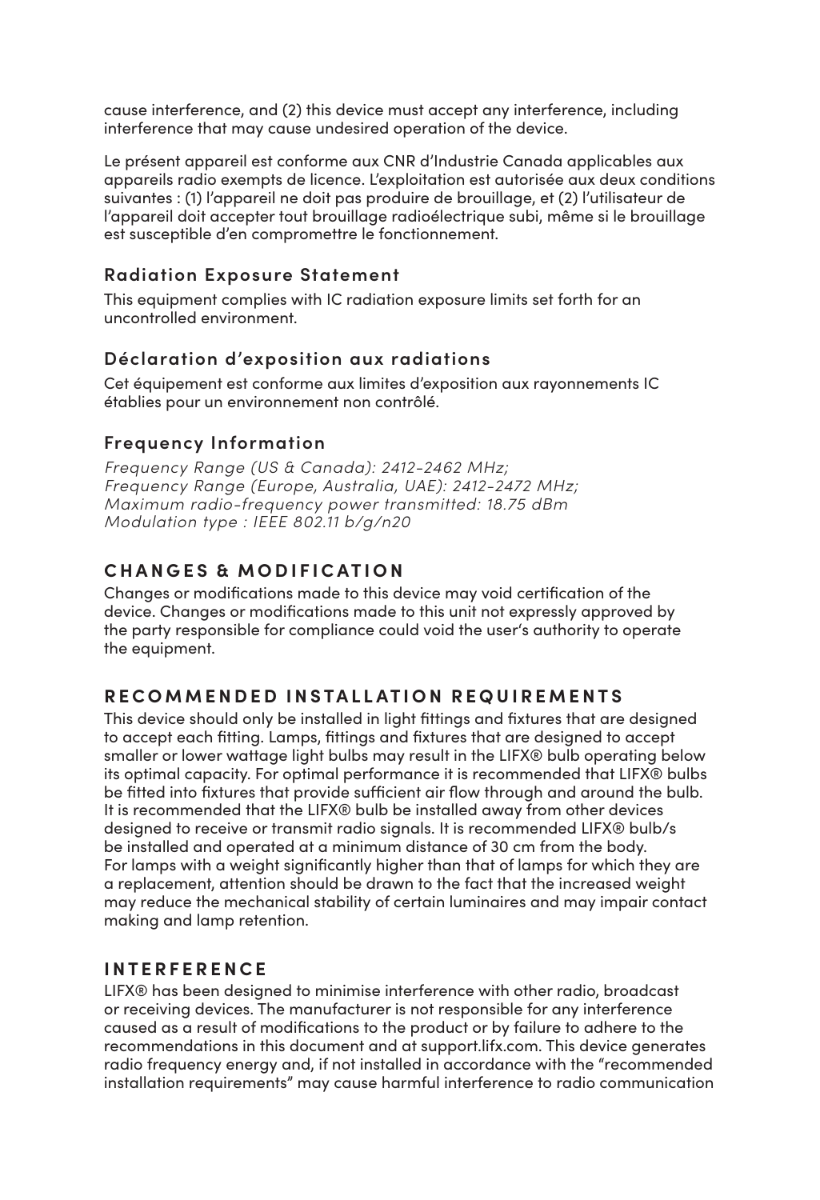cause interference, and (2) this device must accept any interference, including interference that may cause undesired operation of the device.

Le présent appareil est conforme aux CNR d'Industrie Canada applicables aux appareils radio exempts de licence. L'exploitation est autorisée aux deux conditions suivantes : (1) l'appareil ne doit pas produire de brouillage, et (2) l'utilisateur de l'appareil doit accepter tout brouillage radioélectrique subi, même si le brouillage est susceptible d'en compromettre le fonctionnement.

### Radiation Exposure Statement

This equipment complies with IC radiation exposure limits set forth for an uncontrolled environment.

### Déclaration d'exposition aux radiations

Cet équipement est conforme aux limites d'exposition aux rayonnements IC établies pour un environnement non contrôlé.

### Frequency Information

*Frequency Range (US & Canada): 2412-2462 MHz;*
*Frequency Range (Europe, Australia, UAE): 2412-2472 MHz;*
*Maximum radio-frequency power transmitted: 18.75 dBm*
*Modulation type : IEEE 802.11 b/g/n20*

## CHANGES & MODIFICATION

Changes or modifications made to this device may void certification of the device. Changes or modifications made to this unit not expressly approved by the party responsible for compliance could void the user's authority to operate the equipment.

## RECOMMENDED INSTALLATION REQUIREMENTS

This device should only be installed in light fittings and fixtures that are designed to accept each fitting. Lamps, fittings and fixtures that are designed to accept smaller or lower wattage light bulbs may result in the LIFX® bulb operating below its optimal capacity. For optimal performance it is recommended that LIFX® bulbs be fitted into fixtures that provide sufficient air flow through and around the bulb. It is recommended that the LIFX® bulb be installed away from other devices designed to receive or transmit radio signals. It is recommended LIFX® bulb/s be installed and operated at a minimum distance of 30 cm from the body. For lamps with a weight significantly higher than that of lamps for which they are a replacement, attention should be drawn to the fact that the increased weight may reduce the mechanical stability of certain luminaires and may impair contact making and lamp retention.

## INTERFERENCE

LIFX® has been designed to minimise interference with other radio, broadcast or receiving devices. The manufacturer is not responsible for any interference caused as a result of modifications to the product or by failure to adhere to the recommendations in this document and at support.lifx.com. This device generates radio frequency energy and, if not installed in accordance with the "recommended installation requirements" may cause harmful interference to radio communication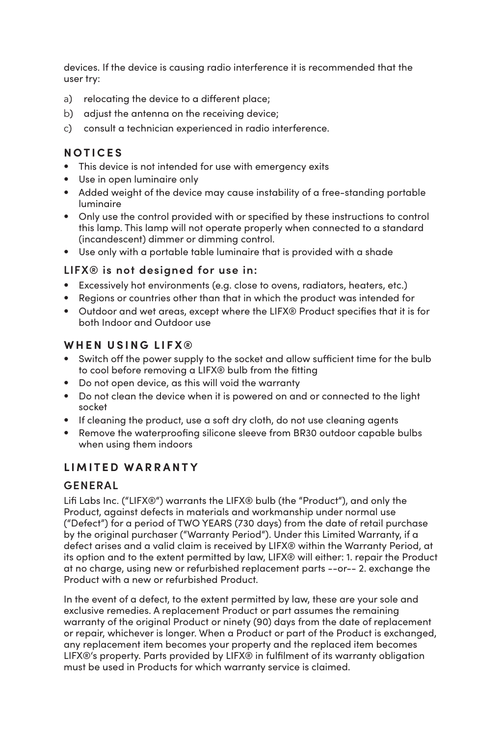devices. If the device is causing radio interference it is recommended that the user try:

a) relocating the device to a different place;
b) adjust the antenna on the receiving device;
c) consult a technician experienced in radio interference.

## NOTICES

- This device is not intended for use with emergency exits
- Use in open luminaire only
- Added weight of the device may cause instability of a free-standing portable luminaire
- Only use the control provided with or specified by these instructions to control this lamp. This lamp will not operate properly when connected to a standard (incandescent) dimmer or dimming control.
- Use only with a portable table luminaire that is provided with a shade

### LIFX® is not designed for use in:

- Excessively hot environments (e.g. close to ovens, radiators, heaters, etc.)
- Regions or countries other than that in which the product was intended for
- Outdoor and wet areas, except where the LIFX® Product specifies that it is for both Indoor and Outdoor use

## WHEN USING LIFX®

- Switch off the power supply to the socket and allow sufficient time for the bulb to cool before removing a LIFX® bulb from the fitting
- Do not open device, as this will void the warranty
- Do not clean the device when it is powered on and or connected to the light socket
- If cleaning the product, use a soft dry cloth, do not use cleaning agents
- Remove the waterproofing silicone sleeve from BR30 outdoor capable bulbs when using them indoors

## LIMITED WARRANTY

### GENERAL

Lifi Labs Inc. ("LIFX®") warrants the LIFX® bulb (the "Product"), and only the Product, against defects in materials and workmanship under normal use ("Defect") for a period of TWO YEARS (730 days) from the date of retail purchase by the original purchaser ("Warranty Period"). Under this Limited Warranty, if a defect arises and a valid claim is received by LIFX® within the Warranty Period, at its option and to the extent permitted by law, LIFX® will either: 1. repair the Product at no charge, using new or refurbished replacement parts --or-- 2. exchange the Product with a new or refurbished Product.

In the event of a defect, to the extent permitted by law, these are your sole and exclusive remedies. A replacement Product or part assumes the remaining warranty of the original Product or ninety (90) days from the date of replacement or repair, whichever is longer. When a Product or part of the Product is exchanged, any replacement item becomes your property and the replaced item becomes LIFX®'s property. Parts provided by LIFX® in fulfilment of its warranty obligation must be used in Products for which warranty service is claimed.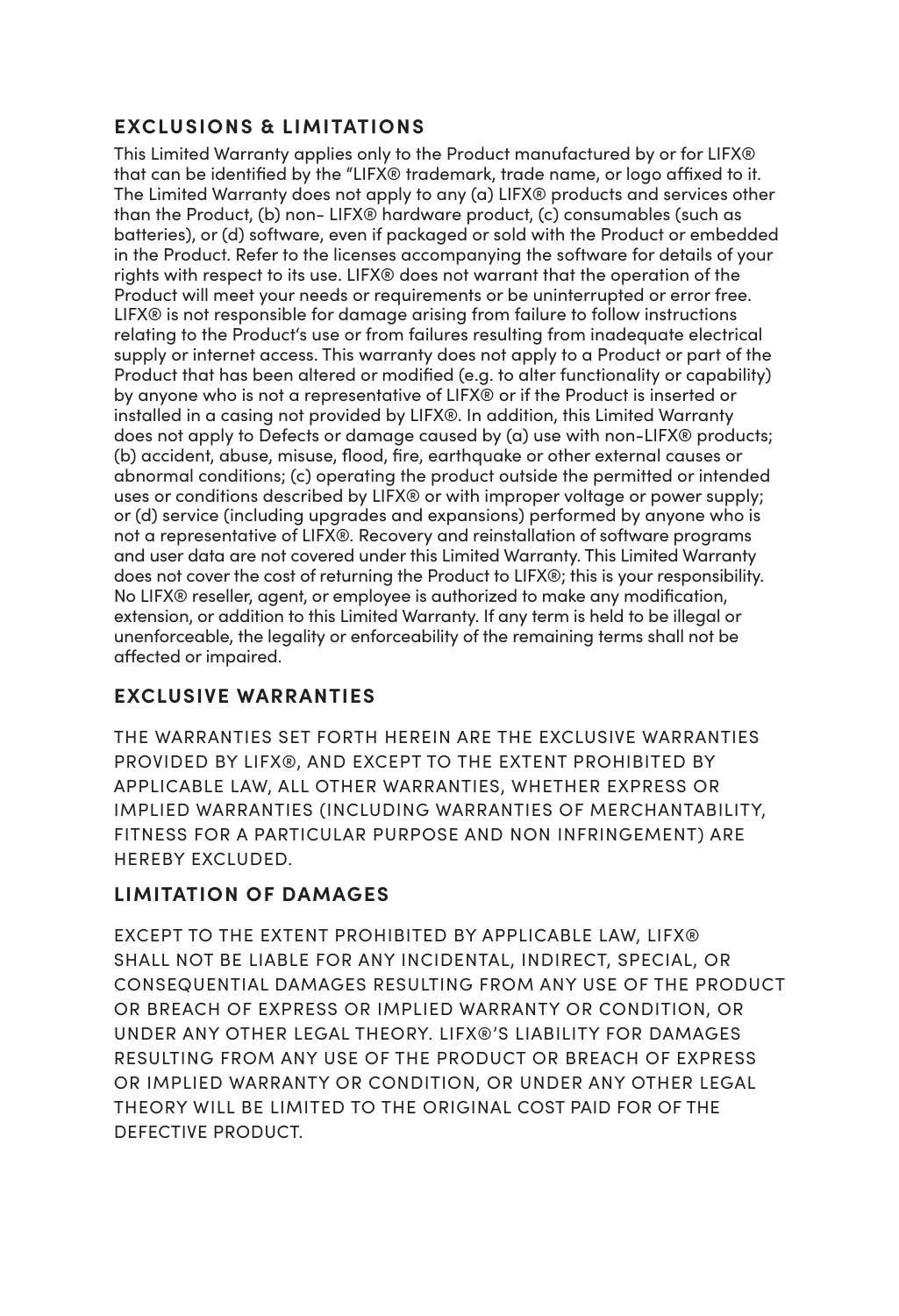## EXCLUSIONS & LIMITATIONS

This Limited Warranty applies only to the Product manufactured by or for LIFX® that can be identified by the "LIFX® trademark, trade name, or logo affixed to it. The Limited Warranty does not apply to any (a) LIFX® products and services other than the Product, (b) non- LIFX® hardware product, (c) consumables (such as batteries), or (d) software, even if packaged or sold with the Product or embedded in the Product. Refer to the licenses accompanying the software for details of your rights with respect to its use. LIFX® does not warrant that the operation of the Product will meet your needs or requirements or be uninterrupted or error free. LIFX® is not responsible for damage arising from failure to follow instructions relating to the Product's use or from failures resulting from inadequate electrical supply or internet access. This warranty does not apply to a Product or part of the Product that has been altered or modified (e.g. to alter functionality or capability) by anyone who is not a representative of LIFX® or if the Product is inserted or installed in a casing not provided by LIFX®. In addition, this Limited Warranty does not apply to Defects or damage caused by (a) use with non-LIFX® products; (b) accident, abuse, misuse, flood, fire, earthquake or other external causes or abnormal conditions; (c) operating the product outside the permitted or intended uses or conditions described by LIFX® or with improper voltage or power supply; or (d) service (including upgrades and expansions) performed by anyone who is not a representative of LIFX®. Recovery and reinstallation of software programs and user data are not covered under this Limited Warranty. This Limited Warranty does not cover the cost of returning the Product to LIFX®; this is your responsibility. No LIFX® reseller, agent, or employee is authorized to make any modification, extension, or addition to this Limited Warranty. If any term is held to be illegal or unenforceable, the legality or enforceability of the remaining terms shall not be affected or impaired.

## EXCLUSIVE WARRANTIES

THE WARRANTIES SET FORTH HEREIN ARE THE EXCLUSIVE WARRANTIES PROVIDED BY LIFX®, AND EXCEPT TO THE EXTENT PROHIBITED BY APPLICABLE LAW, ALL OTHER WARRANTIES, WHETHER EXPRESS OR IMPLIED WARRANTIES (INCLUDING WARRANTIES OF MERCHANTABILITY, FITNESS FOR A PARTICULAR PURPOSE AND NON INFRINGEMENT) ARE HEREBY EXCLUDED.

## LIMITATION OF DAMAGES

EXCEPT TO THE EXTENT PROHIBITED BY APPLICABLE LAW, LIFX® SHALL NOT BE LIABLE FOR ANY INCIDENTAL, INDIRECT, SPECIAL, OR CONSEQUENTIAL DAMAGES RESULTING FROM ANY USE OF THE PRODUCT OR BREACH OF EXPRESS OR IMPLIED WARRANTY OR CONDITION, OR UNDER ANY OTHER LEGAL THEORY. LIFX®'S LIABILITY FOR DAMAGES RESULTING FROM ANY USE OF THE PRODUCT OR BREACH OF EXPRESS OR IMPLIED WARRANTY OR CONDITION, OR UNDER ANY OTHER LEGAL THEORY WILL BE LIMITED TO THE ORIGINAL COST PAID FOR OF THE DEFECTIVE PRODUCT.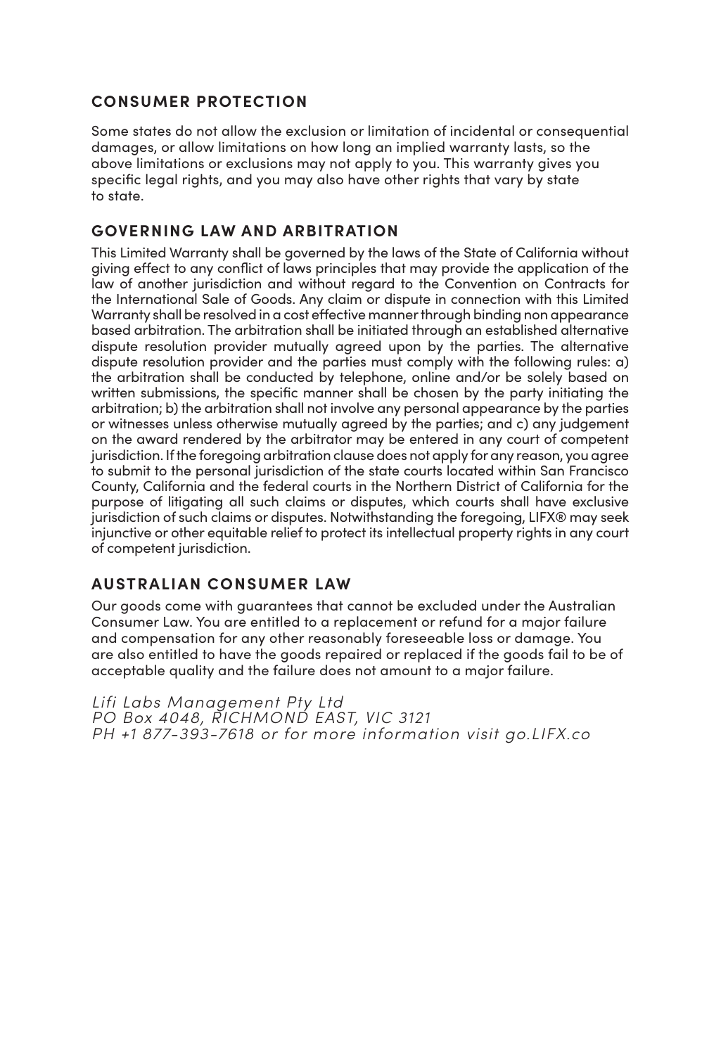## CONSUMER PROTECTION

Some states do not allow the exclusion or limitation of incidental or consequential damages, or allow limitations on how long an implied warranty lasts, so the above limitations or exclusions may not apply to you. This warranty gives you specific legal rights, and you may also have other rights that vary by state to state.

## GOVERNING LAW AND ARBITRATION

This Limited Warranty shall be governed by the laws of the State of California without giving effect to any conflict of laws principles that may provide the application of the law of another jurisdiction and without regard to the Convention on Contracts for the International Sale of Goods. Any claim or dispute in connection with this Limited Warranty shall be resolved in a cost effective manner through binding non appearance based arbitration. The arbitration shall be initiated through an established alternative dispute resolution provider mutually agreed upon by the parties. The alternative dispute resolution provider and the parties must comply with the following rules: a) the arbitration shall be conducted by telephone, online and/or be solely based on written submissions, the specific manner shall be chosen by the party initiating the arbitration; b) the arbitration shall not involve any personal appearance by the parties or witnesses unless otherwise mutually agreed by the parties; and c) any judgement on the award rendered by the arbitrator may be entered in any court of competent jurisdiction. If the foregoing arbitration clause does not apply for any reason, you agree to submit to the personal jurisdiction of the state courts located within San Francisco County, California and the federal courts in the Northern District of California for the purpose of litigating all such claims or disputes, which courts shall have exclusive jurisdiction of such claims or disputes. Notwithstanding the foregoing, LIFX® may seek injunctive or other equitable relief to protect its intellectual property rights in any court of competent jurisdiction.

## AUSTRALIAN CONSUMER LAW

Our goods come with guarantees that cannot be excluded under the Australian Consumer Law. You are entitled to a replacement or refund for a major failure and compensation for any other reasonably foreseeable loss or damage. You are also entitled to have the goods repaired or replaced if the goods fail to be of acceptable quality and the failure does not amount to a major failure.

*Lifi Labs Management Pty Ltd*
*PO Box 4048, RICHMOND EAST, VIC 3121*
*PH +1 877-393-7618 or for more information visit go.LIFX.co*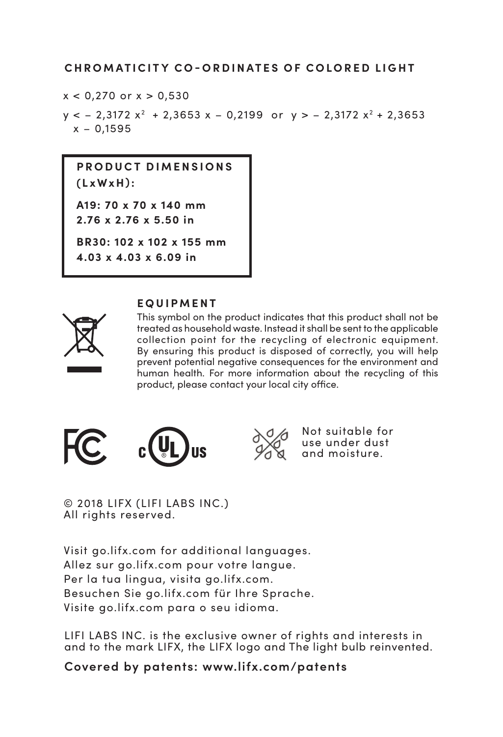## CHROMATICITY CO-ORDINATES OF COLORED LIGHT

$x < 0{,}270$ or $x > 0{,}530$

$y < -2{,}3172\,x^2 + 2{,}3653\,x - 0{,}2199$ or $y > -2{,}3172\,x^2 + 2{,}3653\,x - 0{,}1595$

**PRODUCT DIMENSIONS (LxWxH):**

**A19: 70 x 70 x 140 mm**
**2.76 x 2.76 x 5.50 in**

**BR30: 102 x 102 x 155 mm**
**4.03 x 4.03 x 6.09 in**

## EQUIPMENT

This symbol on the product indicates that this product shall not be treated as household waste. Instead it shall be sent to the applicable collection point for the recycling of electronic equipment. By ensuring this product is disposed of correctly, you will help prevent potential negative consequences for the environment and human health. For more information about the recycling of this product, please contact your local city office.

Not suitable for use under dust and moisture.

© 2018 LIFX (LIFI LABS INC.)
All rights reserved.

Visit go.lifx.com for additional languages.
Allez sur go.lifx.com pour votre langue.
Per la tua lingua, visita go.lifx.com.
Besuchen Sie go.lifx.com für Ihre Sprache.
Visite go.lifx.com para o seu idioma.

LIFI LABS INC. is the exclusive owner of rights and interests in and to the mark LIFX, the LIFX logo and The light bulb reinvented.

**Covered by patents: www.lifx.com/patents**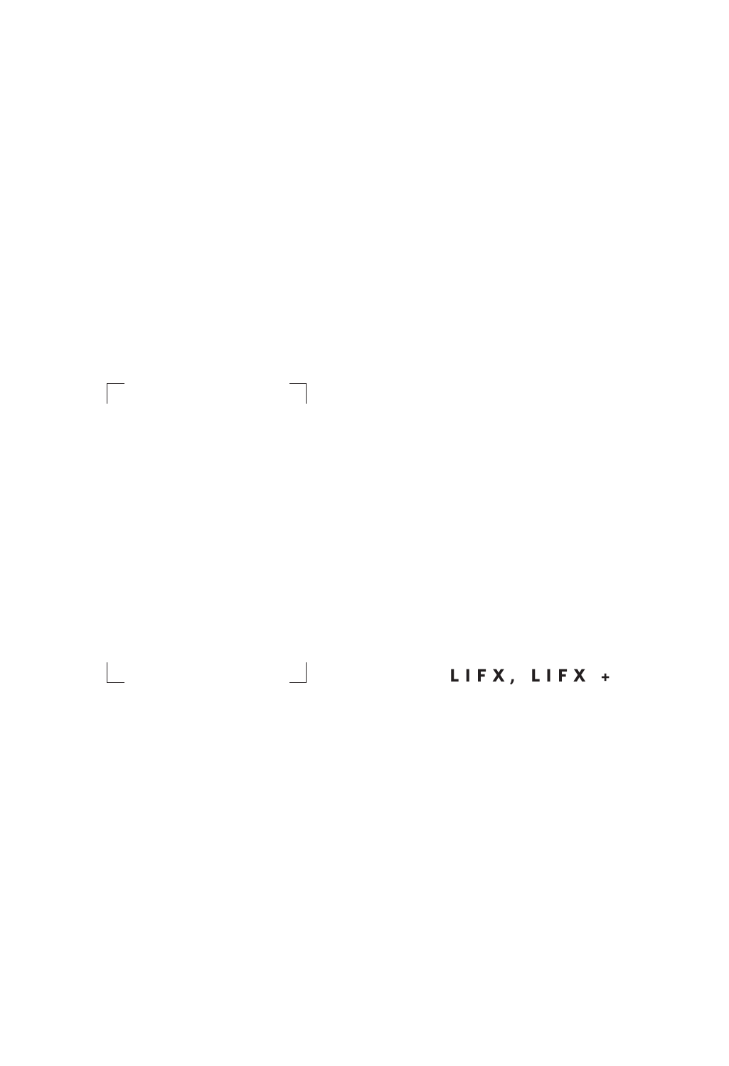LIFX, LIFX +